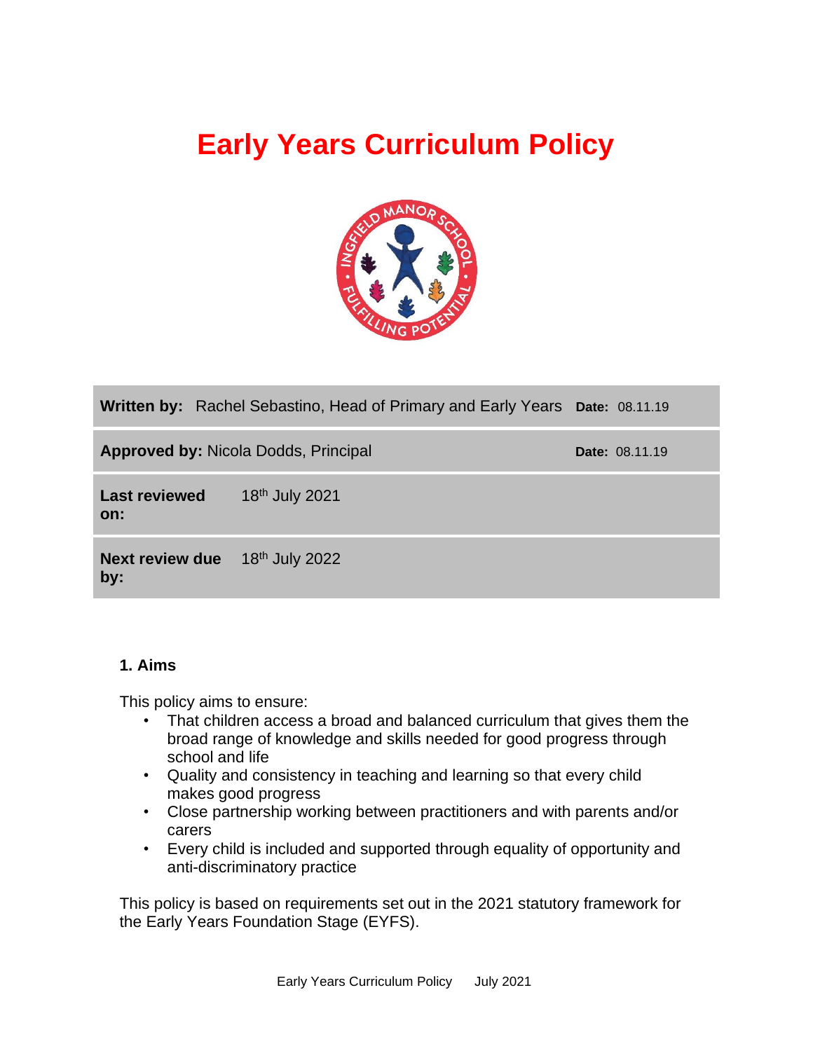# Early Years Curriculum Policy

| | | | |
|---|---|---|---|
| **Written by:** | Rachel Sebastino, Head of Primary and Early Years | **Date:** | 08.11.19 |
| **Approved by:** | Nicola Dodds, Principal | **Date:** | 08.11.19 |
| **Last reviewed on:** | 18th July 2021 | | |
| **Next review due by:** | 18th July 2022 | | |

### 1. Aims

This policy aims to ensure:

- That children access a broad and balanced curriculum that gives them the broad range of knowledge and skills needed for good progress through school and life
- Quality and consistency in teaching and learning so that every child makes good progress
- Close partnership working between practitioners and with parents and/or carers
- Every child is included and supported through equality of opportunity and anti-discriminatory practice

This policy is based on requirements set out in the 2021 statutory framework for the Early Years Foundation Stage (EYFS).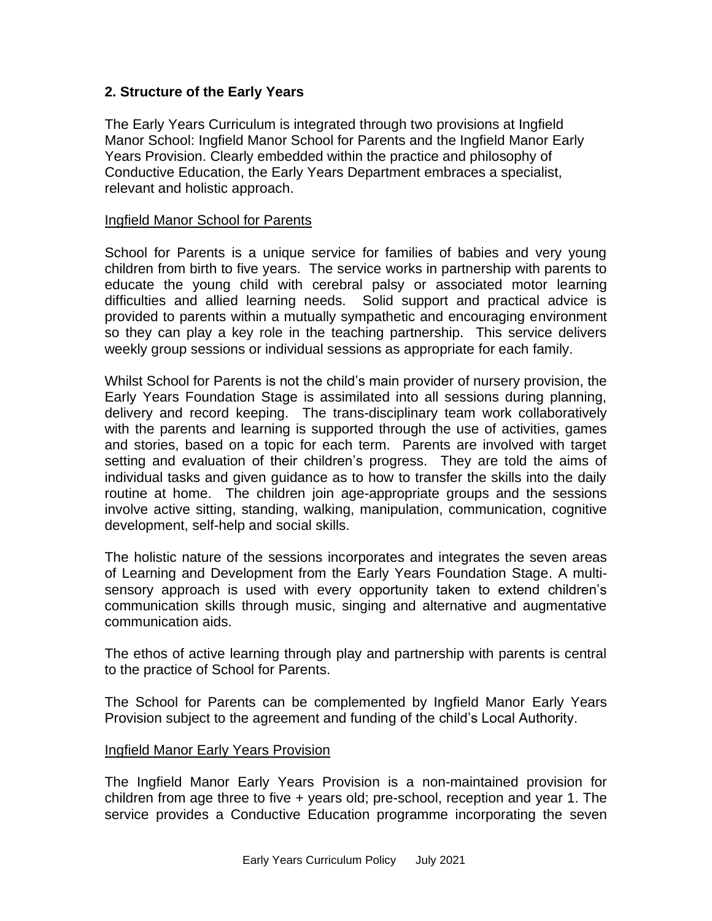## 2. Structure of the Early Years

The Early Years Curriculum is integrated through two provisions at Ingfield Manor School: Ingfield Manor School for Parents and the Ingfield Manor Early Years Provision. Clearly embedded within the practice and philosophy of Conductive Education, the Early Years Department embraces a specialist, relevant and holistic approach.

### Ingfield Manor School for Parents

School for Parents is a unique service for families of babies and very young children from birth to five years. The service works in partnership with parents to educate the young child with cerebral palsy or associated motor learning difficulties and allied learning needs. Solid support and practical advice is provided to parents within a mutually sympathetic and encouraging environment so they can play a key role in the teaching partnership. This service delivers weekly group sessions or individual sessions as appropriate for each family.

Whilst School for Parents is not the child's main provider of nursery provision, the Early Years Foundation Stage is assimilated into all sessions during planning, delivery and record keeping. The trans-disciplinary team work collaboratively with the parents and learning is supported through the use of activities, games and stories, based on a topic for each term. Parents are involved with target setting and evaluation of their children's progress. They are told the aims of individual tasks and given guidance as to how to transfer the skills into the daily routine at home. The children join age-appropriate groups and the sessions involve active sitting, standing, walking, manipulation, communication, cognitive development, self-help and social skills.

The holistic nature of the sessions incorporates and integrates the seven areas of Learning and Development from the Early Years Foundation Stage. A multi-sensory approach is used with every opportunity taken to extend children's communication skills through music, singing and alternative and augmentative communication aids.

The ethos of active learning through play and partnership with parents is central to the practice of School for Parents.

The School for Parents can be complemented by Ingfield Manor Early Years Provision subject to the agreement and funding of the child's Local Authority.

### Ingfield Manor Early Years Provision

The Ingfield Manor Early Years Provision is a non-maintained provision for children from age three to five + years old; pre-school, reception and year 1. The service provides a Conductive Education programme incorporating the seven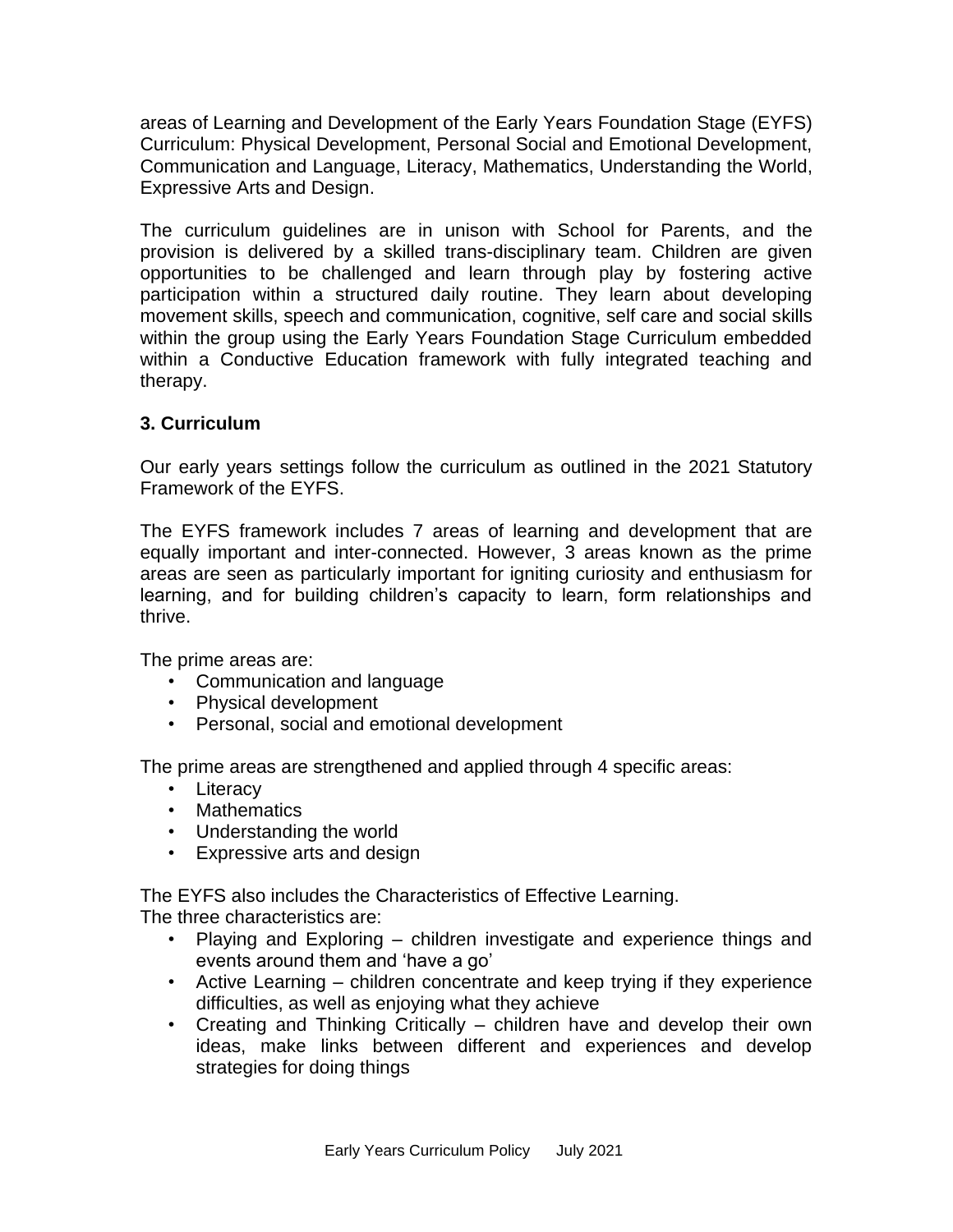areas of Learning and Development of the Early Years Foundation Stage (EYFS) Curriculum: Physical Development, Personal Social and Emotional Development, Communication and Language, Literacy, Mathematics, Understanding the World, Expressive Arts and Design.

The curriculum guidelines are in unison with School for Parents, and the provision is delivered by a skilled trans-disciplinary team. Children are given opportunities to be challenged and learn through play by fostering active participation within a structured daily routine. They learn about developing movement skills, speech and communication, cognitive, self care and social skills within the group using the Early Years Foundation Stage Curriculum embedded within a Conductive Education framework with fully integrated teaching and therapy.

### 3. Curriculum

Our early years settings follow the curriculum as outlined in the 2021 Statutory Framework of the EYFS.

The EYFS framework includes 7 areas of learning and development that are equally important and inter-connected. However, 3 areas known as the prime areas are seen as particularly important for igniting curiosity and enthusiasm for learning, and for building children's capacity to learn, form relationships and thrive.

The prime areas are:

- Communication and language
- Physical development
- Personal, social and emotional development

The prime areas are strengthened and applied through 4 specific areas:

- Literacy
- Mathematics
- Understanding the world
- Expressive arts and design

The EYFS also includes the Characteristics of Effective Learning.
The three characteristics are:

- Playing and Exploring – children investigate and experience things and events around them and 'have a go'
- Active Learning – children concentrate and keep trying if they experience difficulties, as well as enjoying what they achieve
- Creating and Thinking Critically – children have and develop their own ideas, make links between different and experiences and develop strategies for doing things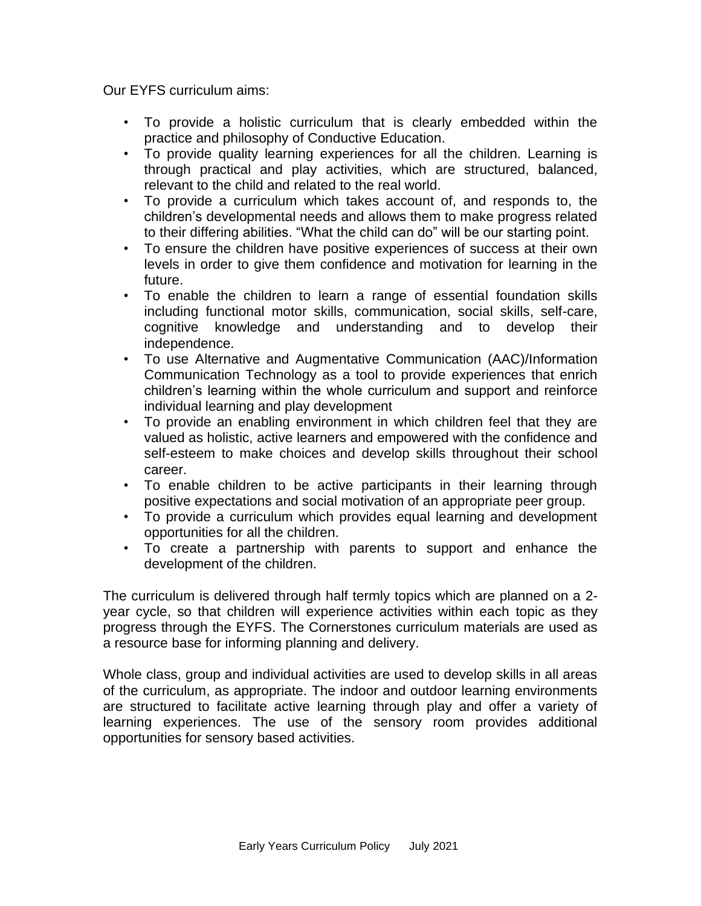Our EYFS curriculum aims:

- To provide a holistic curriculum that is clearly embedded within the practice and philosophy of Conductive Education.
- To provide quality learning experiences for all the children. Learning is through practical and play activities, which are structured, balanced, relevant to the child and related to the real world.
- To provide a curriculum which takes account of, and responds to, the children's developmental needs and allows them to make progress related to their differing abilities. "What the child can do" will be our starting point.
- To ensure the children have positive experiences of success at their own levels in order to give them confidence and motivation for learning in the future.
- To enable the children to learn a range of essential foundation skills including functional motor skills, communication, social skills, self-care, cognitive knowledge and understanding and to develop their independence.
- To use Alternative and Augmentative Communication (AAC)/Information Communication Technology as a tool to provide experiences that enrich children's learning within the whole curriculum and support and reinforce individual learning and play development
- To provide an enabling environment in which children feel that they are valued as holistic, active learners and empowered with the confidence and self-esteem to make choices and develop skills throughout their school career.
- To enable children to be active participants in their learning through positive expectations and social motivation of an appropriate peer group.
- To provide a curriculum which provides equal learning and development opportunities for all the children.
- To create a partnership with parents to support and enhance the development of the children.

The curriculum is delivered through half termly topics which are planned on a 2-year cycle, so that children will experience activities within each topic as they progress through the EYFS. The Cornerstones curriculum materials are used as a resource base for informing planning and delivery.

Whole class, group and individual activities are used to develop skills in all areas of the curriculum, as appropriate. The indoor and outdoor learning environments are structured to facilitate active learning through play and offer a variety of learning experiences. The use of the sensory room provides additional opportunities for sensory based activities.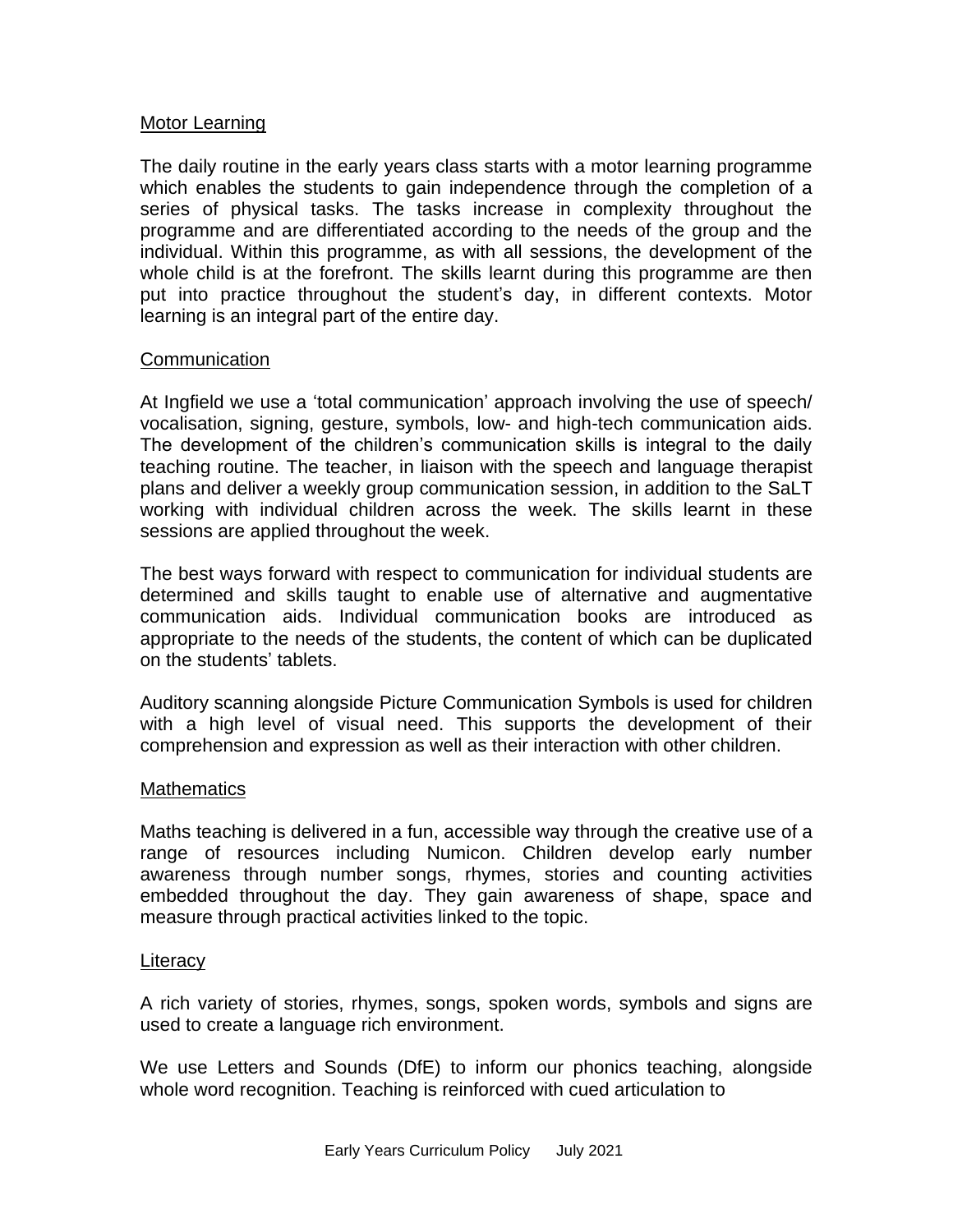## Motor Learning

The daily routine in the early years class starts with a motor learning programme which enables the students to gain independence through the completion of a series of physical tasks. The tasks increase in complexity throughout the programme and are differentiated according to the needs of the group and the individual. Within this programme, as with all sessions, the development of the whole child is at the forefront. The skills learnt during this programme are then put into practice throughout the student's day, in different contexts. Motor learning is an integral part of the entire day.

## Communication

At Ingfield we use a 'total communication' approach involving the use of speech/ vocalisation, signing, gesture, symbols, low- and high-tech communication aids. The development of the children's communication skills is integral to the daily teaching routine. The teacher, in liaison with the speech and language therapist plans and deliver a weekly group communication session, in addition to the SaLT working with individual children across the week. The skills learnt in these sessions are applied throughout the week.

The best ways forward with respect to communication for individual students are determined and skills taught to enable use of alternative and augmentative communication aids. Individual communication books are introduced as appropriate to the needs of the students, the content of which can be duplicated on the students' tablets.

Auditory scanning alongside Picture Communication Symbols is used for children with a high level of visual need. This supports the development of their comprehension and expression as well as their interaction with other children.

## Mathematics

Maths teaching is delivered in a fun, accessible way through the creative use of a range of resources including Numicon. Children develop early number awareness through number songs, rhymes, stories and counting activities embedded throughout the day. They gain awareness of shape, space and measure through practical activities linked to the topic.

## Literacy

A rich variety of stories, rhymes, songs, spoken words, symbols and signs are used to create a language rich environment.

We use Letters and Sounds (DfE) to inform our phonics teaching, alongside whole word recognition. Teaching is reinforced with cued articulation to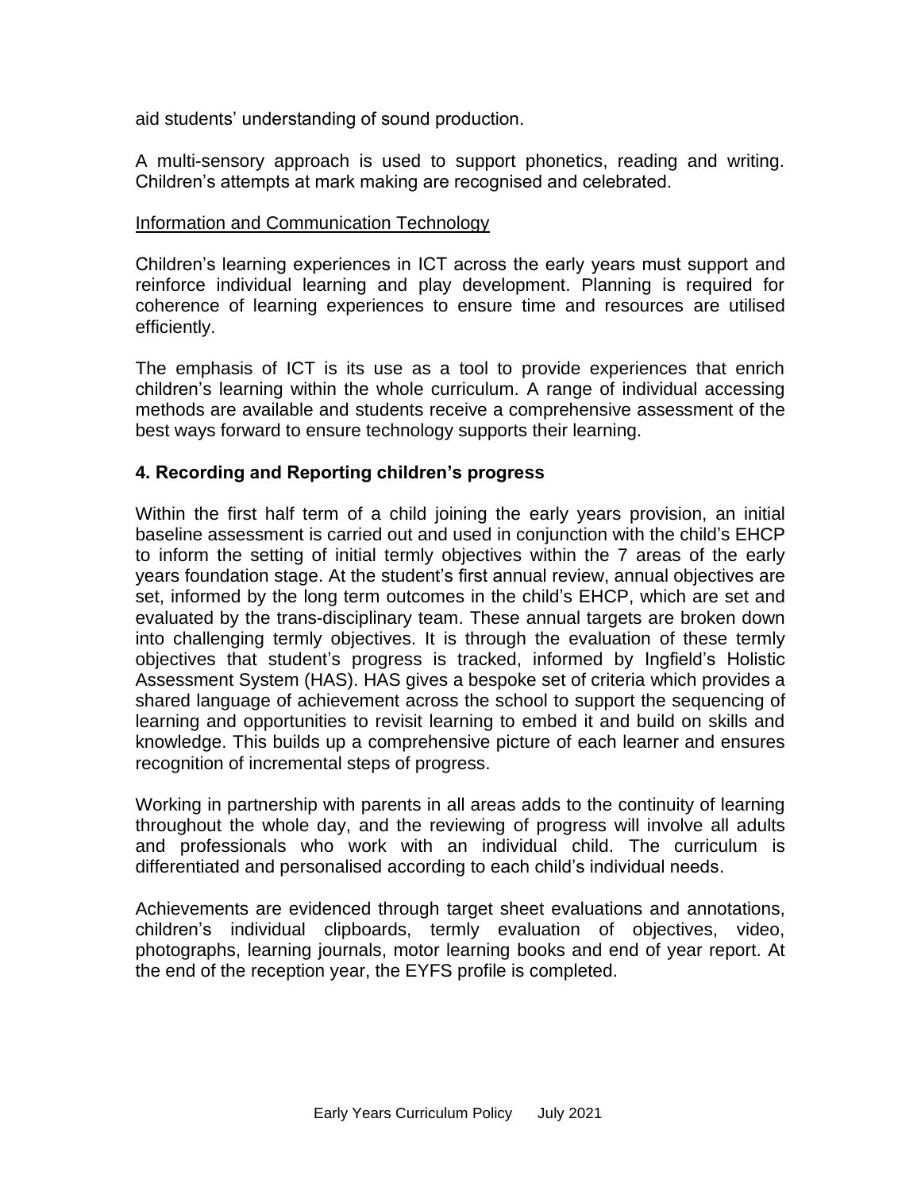aid students' understanding of sound production.

A multi-sensory approach is used to support phonetics, reading and writing. Children's attempts at mark making are recognised and celebrated.

Information and Communication Technology

Children's learning experiences in ICT across the early years must support and reinforce individual learning and play development. Planning is required for coherence of learning experiences to ensure time and resources are utilised efficiently.

The emphasis of ICT is its use as a tool to provide experiences that enrich children's learning within the whole curriculum. A range of individual accessing methods are available and students receive a comprehensive assessment of the best ways forward to ensure technology supports their learning.

## 4. Recording and Reporting children's progress

Within the first half term of a child joining the early years provision, an initial baseline assessment is carried out and used in conjunction with the child's EHCP to inform the setting of initial termly objectives within the 7 areas of the early years foundation stage. At the student's first annual review, annual objectives are set, informed by the long term outcomes in the child's EHCP, which are set and evaluated by the trans-disciplinary team. These annual targets are broken down into challenging termly objectives. It is through the evaluation of these termly objectives that student's progress is tracked, informed by Ingfield's Holistic Assessment System (HAS). HAS gives a bespoke set of criteria which provides a shared language of achievement across the school to support the sequencing of learning and opportunities to revisit learning to embed it and build on skills and knowledge. This builds up a comprehensive picture of each learner and ensures recognition of incremental steps of progress.

Working in partnership with parents in all areas adds to the continuity of learning throughout the whole day, and the reviewing of progress will involve all adults and professionals who work with an individual child. The curriculum is differentiated and personalised according to each child's individual needs.

Achievements are evidenced through target sheet evaluations and annotations, children's individual clipboards, termly evaluation of objectives, video, photographs, learning journals, motor learning books and end of year report. At the end of the reception year, the EYFS profile is completed.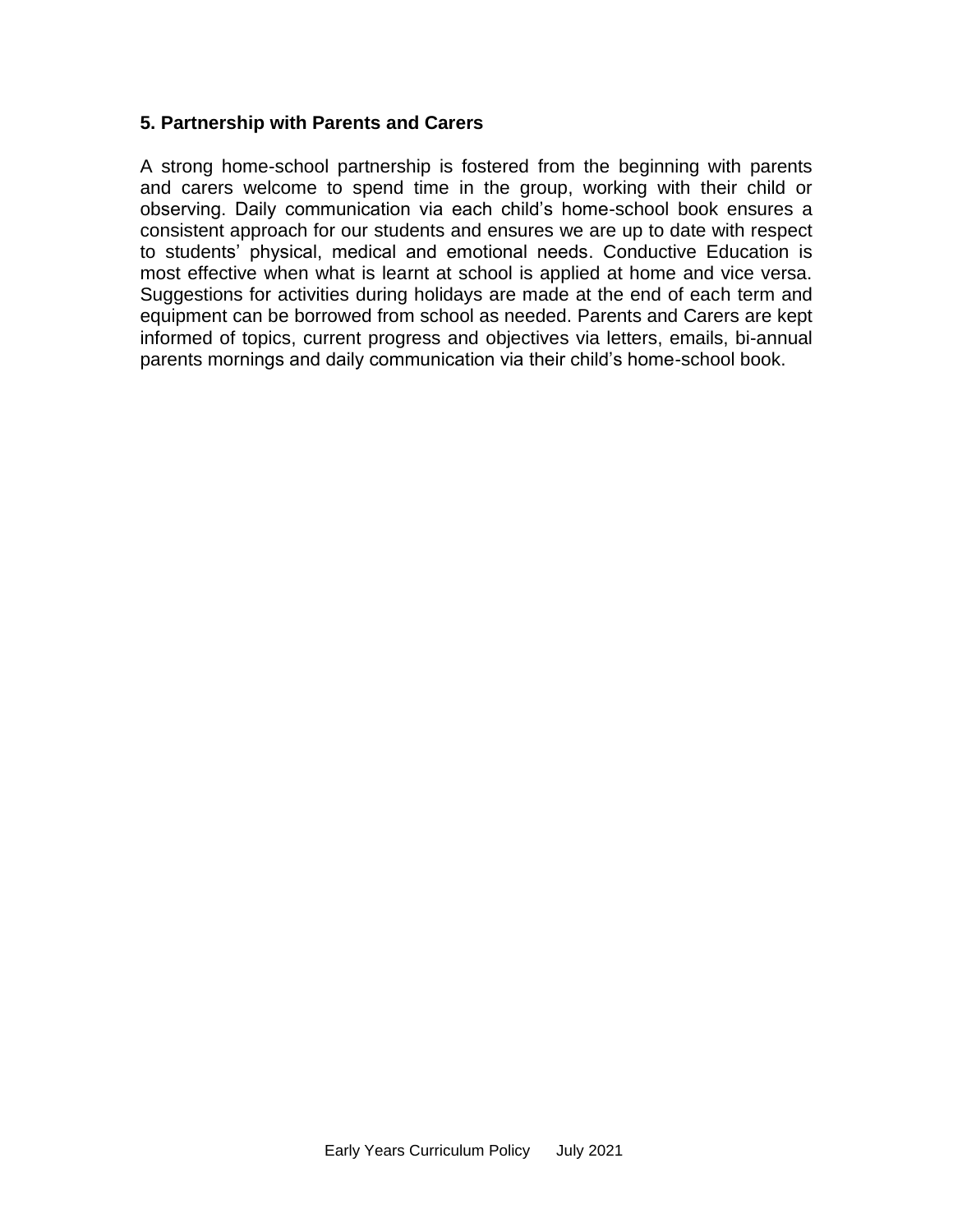## 5. Partnership with Parents and Carers

A strong home-school partnership is fostered from the beginning with parents and carers welcome to spend time in the group, working with their child or observing. Daily communication via each child's home-school book ensures a consistent approach for our students and ensures we are up to date with respect to students' physical, medical and emotional needs. Conductive Education is most effective when what is learnt at school is applied at home and vice versa. Suggestions for activities during holidays are made at the end of each term and equipment can be borrowed from school as needed. Parents and Carers are kept informed of topics, current progress and objectives via letters, emails, bi-annual parents mornings and daily communication via their child's home-school book.